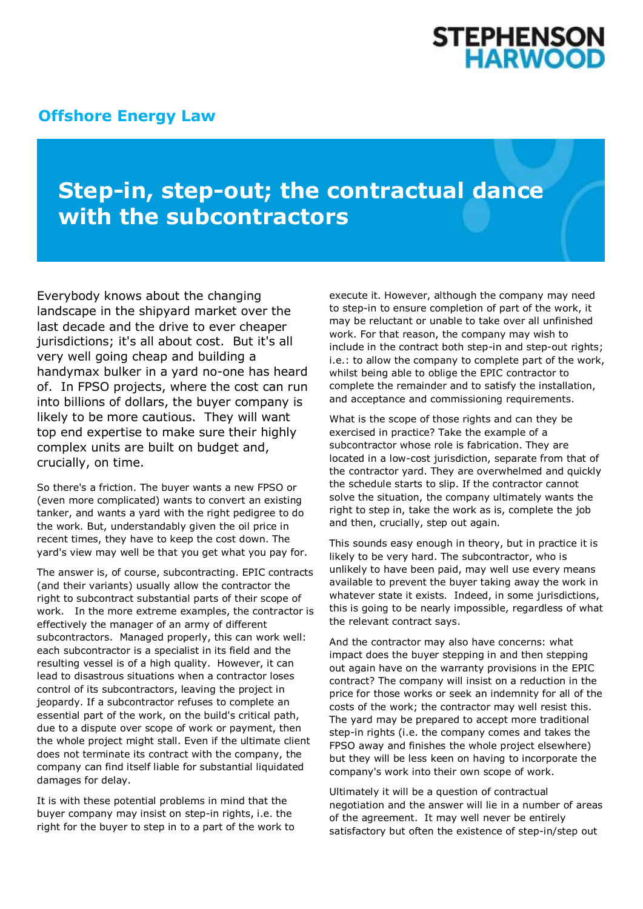**STEPHENSON HARWOOD**

## Offshore Energy Law

# Step-in, step-out; the contractual dance with the subcontractors

Everybody knows about the changing landscape in the shipyard market over the last decade and the drive to ever cheaper jurisdictions; it's all about cost. But it's all very well going cheap and building a handymax bulker in a yard no-one has heard of. In FPSO projects, where the cost can run into billions of dollars, the buyer company is likely to be more cautious. They will want top end expertise to make sure their highly complex units are built on budget and, crucially, on time.

So there's a friction. The buyer wants a new FPSO or (even more complicated) wants to convert an existing tanker, and wants a yard with the right pedigree to do the work. But, understandably given the oil price in recent times, they have to keep the cost down. The yard's view may well be that you get what you pay for.

The answer is, of course, subcontracting. EPIC contracts (and their variants) usually allow the contractor the right to subcontract substantial parts of their scope of work. In the more extreme examples, the contractor is effectively the manager of an army of different subcontractors. Managed properly, this can work well: each subcontractor is a specialist in its field and the resulting vessel is of a high quality. However, it can lead to disastrous situations when a contractor loses control of its subcontractors, leaving the project in jeopardy. If a subcontractor refuses to complete an essential part of the work, on the build's critical path, due to a dispute over scope of work or payment, then the whole project might stall. Even if the ultimate client does not terminate its contract with the company, the company can find itself liable for substantial liquidated damages for delay.

It is with these potential problems in mind that the buyer company may insist on step-in rights, i.e. the right for the buyer to step in to a part of the work to execute it. However, although the company may need to step-in to ensure completion of part of the work, it may be reluctant or unable to take over all unfinished work. For that reason, the company may wish to include in the contract both step-in and step-out rights; i.e.: to allow the company to complete part of the work, whilst being able to oblige the EPIC contractor to complete the remainder and to satisfy the installation, and acceptance and commissioning requirements.

What is the scope of those rights and can they be exercised in practice? Take the example of a subcontractor whose role is fabrication. They are located in a low-cost jurisdiction, separate from that of the contractor yard. They are overwhelmed and quickly the schedule starts to slip. If the contractor cannot solve the situation, the company ultimately wants the right to step in, take the work as is, complete the job and then, crucially, step out again.

This sounds easy enough in theory, but in practice it is likely to be very hard. The subcontractor, who is unlikely to have been paid, may well use every means available to prevent the buyer taking away the work in whatever state it exists. Indeed, in some jurisdictions, this is going to be nearly impossible, regardless of what the relevant contract says.

And the contractor may also have concerns: what impact does the buyer stepping in and then stepping out again have on the warranty provisions in the EPIC contract? The company will insist on a reduction in the price for those works or seek an indemnity for all of the costs of the work; the contractor may well resist this. The yard may be prepared to accept more traditional step-in rights (i.e. the company comes and takes the FPSO away and finishes the whole project elsewhere) but they will be less keen on having to incorporate the company's work into their own scope of work.

Ultimately it will be a question of contractual negotiation and the answer will lie in a number of areas of the agreement. It may well never be entirely satisfactory but often the existence of step-in/step out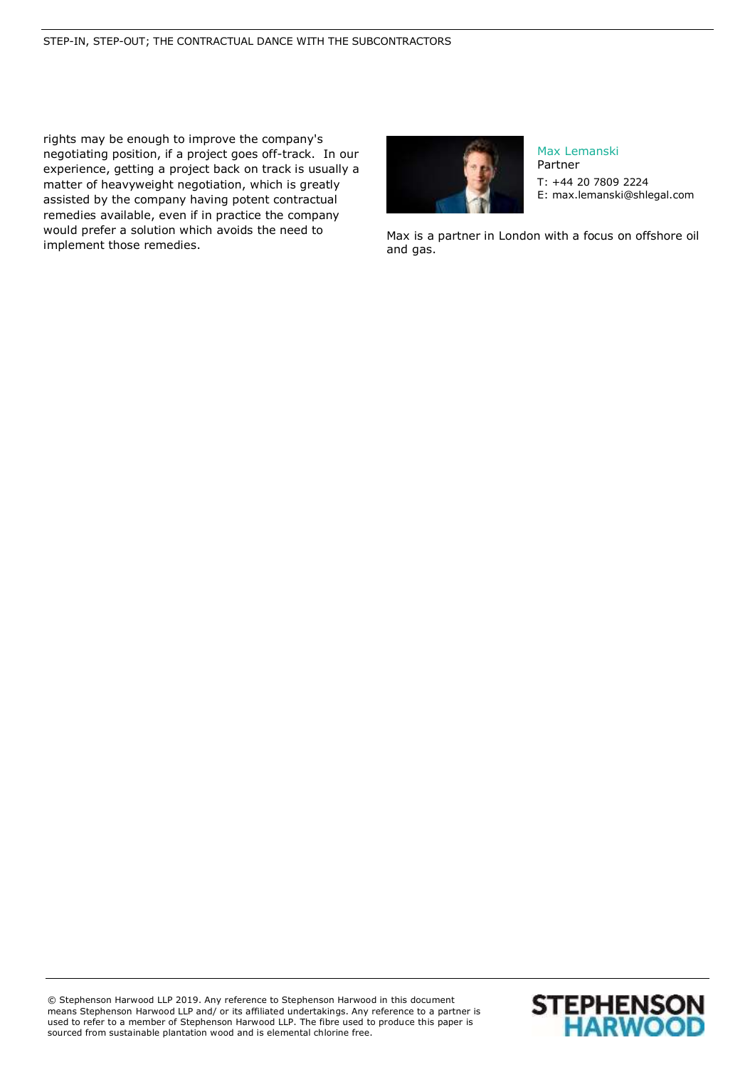rights may be enough to improve the company's negotiating position, if a project goes off-track. In our experience, getting a project back on track is usually a matter of heavyweight negotiation, which is greatly assisted by the company having potent contractual remedies available, even if in practice the company would prefer a solution which avoids the need to implement those remedies.

Max Lemanski
Partner
T: +44 20 7809 2224
E: max.lemanski@shlegal.com

Max is a partner in London with a focus on offshore oil and gas.

© Stephenson Harwood LLP 2019. Any reference to Stephenson Harwood in this document means Stephenson Harwood LLP and/ or its affiliated undertakings. Any reference to a partner is used to refer to a member of Stephenson Harwood LLP. The fibre used to produce this paper is sourced from sustainable plantation wood and is elemental chlorine free.

STEPHENSON HARWOOD